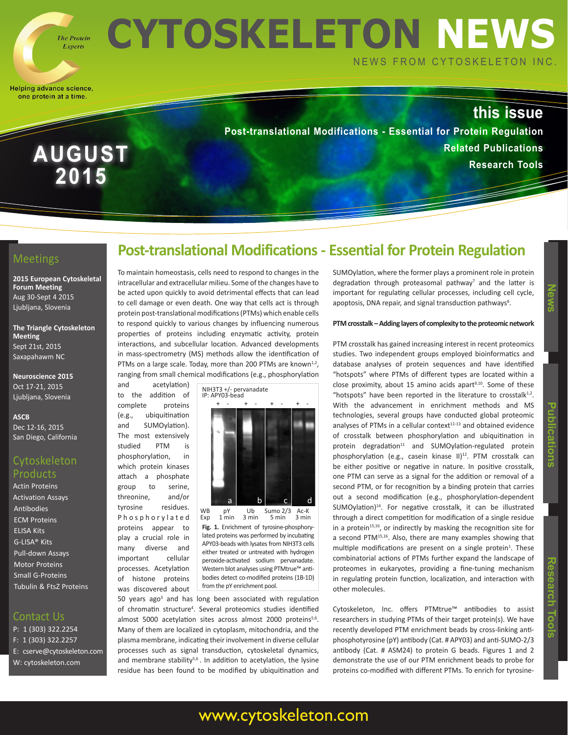# CYTOSKELETON NEWS

NEWS FROM CYTOSKELETON INC.

The Protein Experts

Helping advance science, one protein at a time.

**AUGUST 2015**

## this issue

**Post-translational Modifications - Essential for Protein Regulation**

**Related Publications**

**Research Tools**

## Meetings

**2015 European Cytoskeletal Forum Meeting**
Aug 30-Sept 4 2015
Ljubljana, Slovenia

**The Triangle Cytoskeleton Meeting**
Sept 21st, 2015
Saxapahawm NC

**Neuroscience 2015**
Oct 17-21, 2015
Ljubljana, Slovenia

**ASCB**
Dec 12-16, 2015
San Diego, California

## Cytoskeleton Products

- Actin Proteins
- Activation Assays
- Antibodies
- ECM Proteins
- ELISA Kits
- G-LISA® Kits
- Pull-down Assays
- Motor Proteins
- Small G-Proteins
- Tubulin & FtsZ Proteins

## Contact Us

P: 1 (303) 322.2254
F: 1 (303) 322.2257
E: cserve@cytoskeleton.com
W: cytoskeleton.com

# Post-translational Modifications - Essential for Protein Regulation

To maintain homeostasis, cells need to respond to changes in the intracellular and extracellular milieu. Some of the changes have to be acted upon quickly to avoid detrimental effects that can lead to cell damage or even death. One way that cells act is through protein post-translational modifications (PTMs) which enable cells to respond quickly to various changes by influencing numerous properties of proteins including enzymatic activity, protein interactions, and subcellular location. Advanced developments in mass-spectrometry (MS) methods allow the identification of PTMs on a large scale. Today, more than 200 PTMs are known[1,2], ranging from small chemical modifications (e.g., phosphorylation and acetylation) to the addition of complete proteins (e.g., ubiquitination and SUMOylation). The most extensively studied PTM is phosphorylation, in which protein kinases attach a phosphate group to serine, threonine, and/or tyrosine residues. Phosphorylated proteins appear to play a crucial role in many diverse and important cellular processes. Acetylation of histone proteins was discovered about 50 years ago[3] and has long been associated with regulation of chromatin structure[4]. Several proteomics studies identified almost 5000 acetylation sites across almost 2000 proteins[5,6]. Many of them are localized in cytoplasm, mitochondria, and the plasma membrane, indicating their involvement in diverse cellular processes such as signal transduction, cytoskeletal dynamics, and membrane stability[5,6]. In addition to acetylation, the lysine residue has been found to be modified by ubiquitination and SUMOylation, where the former plays a prominent role in protein degradation through proteasomal pathway[7] and the latter is important for regulating cellular processes, including cell cycle, apoptosis, DNA repair, and signal transduction pathways[8].

NIH3T3 +/- pervanadate
IP: APY03-bead

| | a | b | c | d |
|---|---|---|---|---|
| | + - | + - | + - | + - |
| WB | pY | Ub | Sumo 2/3 | Ac-K |
| Exp | 1 min | 3 min | 5 min | 3 min |

**Fig. 1.** Enrichment of tyrosine-phosphorylated proteins was performed by incubating APY03-beads with lysates from NIH3T3 cells either treated or untreated with hydrogen peroxide-activated sodium pervanadate. Western blot analyses using PTMtrue™ antibodies detect co-modified proteins (1B-1D) from the pY enrichment pool.

### PTM crosstalk – Adding layers of complexity to the proteomic network

PTM crosstalk has gained increasing interest in recent proteomics studies. Two independent groups employed bioinformatics and database analyses of protein sequences and have identified "hotspots" where PTMs of different types are located within a close proximity, about 15 amino acids apart[9,10]. Some of these "hotspots" have been reported in the literature to crosstalk[1,2]. With the advancement in enrichment methods and MS technologies, several groups have conducted global proteomic analyses of PTMs in a cellular context[11-13] and obtained evidence of crosstalk between phosphorylation and ubiquitination in protein degradation[11] and SUMOylation-regulated protein phosphorylation (e.g., casein kinase II)[12]. PTM crosstalk can be either positive or negative in nature. In positive crosstalk, one PTM can serve as a signal for the addition or removal of a second PTM, or for recognition by a binding protein that carries out a second modification (e.g., phosphorylation-dependent SUMOylation)[14]. For negative crosstalk, it can be illustrated through a direct competition for modification of a single residue in a protein[15,16], or indirectly by masking the recognition site for a second PTM[15,16]. Also, there are many examples showing that multiple modifications are present on a single protein[1]. These combinatorial actions of PTMs further expand the landscape of proteomes in eukaryotes, providing a fine-tuning mechanism in regulating protein function, localization, and interaction with other molecules.

Cytoskeleton, Inc. offers PTMtrue™ antibodies to assist researchers in studying PTMs of their target protein(s). We have recently developed PTM enrichment beads by cross-linking anti-phosphotyrosine (pY) antibody (Cat. # APY03) and anti-SUMO-2/3 antibody (Cat. # ASM24) to protein G beads. Figures 1 and 2 demonstrate the use of our PTM enrichment beads to probe for proteins co-modified with different PTMs. To enrich for tyrosine-

www.cytoskeleton.com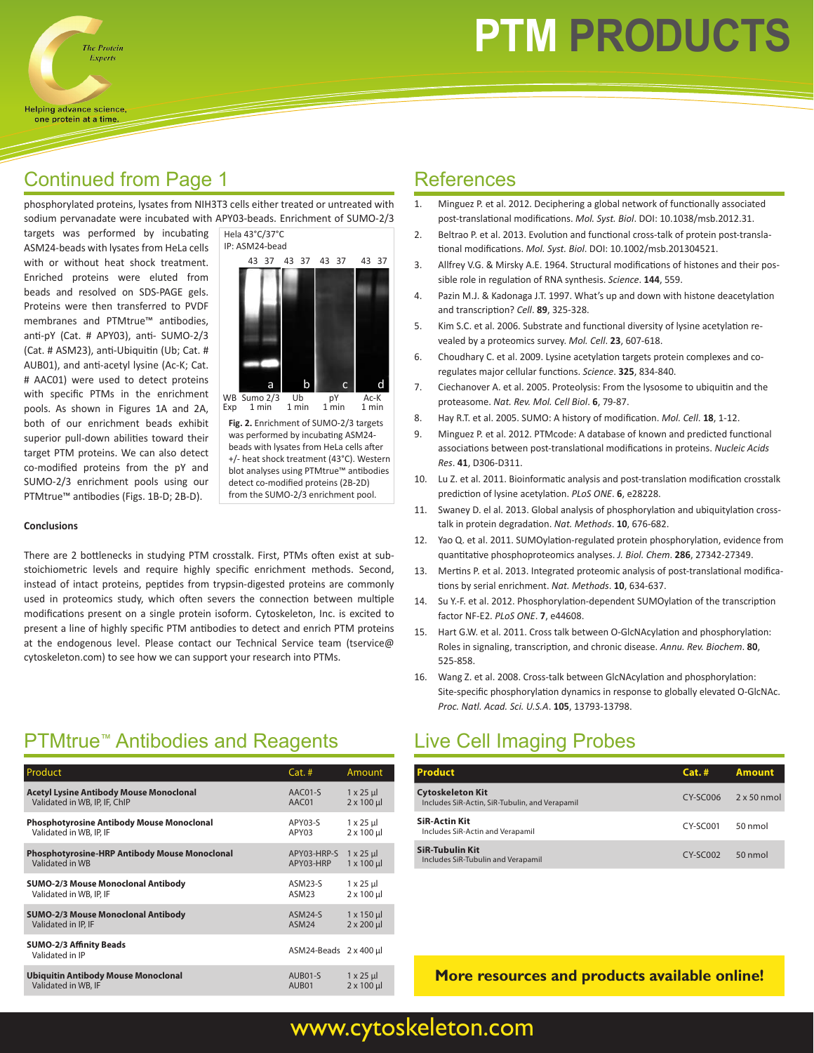# PTM PRODUCTS

## Continued from Page 1

phosphorylated proteins, lysates from NIH3T3 cells either treated or untreated with sodium pervanadate were incubated with APY03-beads. Enrichment of SUMO-2/3 targets was performed by incubating ASM24-beads with lysates from HeLa cells with or without heat shock treatment. Enriched proteins were eluted from beads and resolved on SDS-PAGE gels. Proteins were then transferred to PVDF membranes and PTMtrue™ antibodies, anti-pY (Cat. # APY03), anti- SUMO-2/3 (Cat. # ASM23), anti-Ubiquitin (Ub; Cat. # AUB01), and anti-acetyl lysine (Ac-K; Cat. # AAC01) were used to detect proteins with specific PTMs in the enrichment pools. As shown in Figures 1A and 2A, both of our enrichment beads exhibit superior pull-down abilities toward their target PTM proteins. We can also detect co-modified proteins from the pY and SUMO-2/3 enrichment pools using our PTMtrue™ antibodies (Figs. 1B-D; 2B-D).

Hela 43°C/37°C
IP: ASM24-bead
43 37 43 37 43 37 43 37
a b c d
WB Sumo 2/3 Ub pY Ac-K
Exp 1 min 1 min 1 min 1 min

**Fig. 2.** Enrichment of SUMO-2/3 targets was performed by incubating ASM24-beads with lysates from HeLa cells after +/- heat shock treatment (43°C). Western blot analyses using PTMtrue™ antibodies detect co-modified proteins (2B-2D) from the SUMO-2/3 enrichment pool.

### Conclusions

There are 2 bottlenecks in studying PTM crosstalk. First, PTMs often exist at sub-stoichiometric levels and require highly specific enrichment methods. Second, instead of intact proteins, peptides from trypsin-digested proteins are commonly used in proteomics study, which often severs the connection between multiple modifications present on a single protein isoform. Cytoskeleton, Inc. is excited to present a line of highly specific PTM antibodies to detect and enrich PTM proteins at the endogenous level. Please contact our Technical Service team (tservice@ cytoskeleton.com) to see how we can support your research into PTMs.

## References

1. Minguez P. et al. 2012. Deciphering a global network of functionally associated post-translational modifications. *Mol. Syst. Biol*. DOI: 10.1038/msb.2012.31.
2. Beltrao P. et al. 2013. Evolution and functional cross-talk of protein post-translational modifications. *Mol. Syst. Biol*. DOI: 10.1002/msb.201304521.
3. Allfrey V.G. & Mirsky A.E. 1964. Structural modifications of histones and their possible role in regulation of RNA synthesis. *Science*. **144**, 559.
4. Pazin M.J. & Kadonaga J.T. 1997. What's up and down with histone deacetylation and transcription? *Cell*. **89**, 325-328.
5. Kim S.C. et al. 2006. Substrate and functional diversity of lysine acetylation revealed by a proteomics survey. *Mol. Cell*. **23**, 607-618.
6. Choudhary C. et al. 2009. Lysine acetylation targets protein complexes and co-regulates major cellular functions. *Science*. **325**, 834-840.
7. Ciechanover A. et al. 2005. Proteolysis: From the lysosome to ubiquitin and the proteasome. *Nat. Rev. Mol. Cell Biol*. **6**, 79-87.
8. Hay R.T. et al. 2005. SUMO: A history of modification. *Mol. Cell*. **18**, 1-12.
9. Minguez P. et al. 2012. PTMcode: A database of known and predicted functional associations between post-translational modifications in proteins. *Nucleic Acids Res*. **41**, D306-D311.
10. Lu Z. et al. 2011. Bioinformatic analysis and post-translation modification crosstalk prediction of lysine acetylation. *PLoS ONE*. **6**, e28228.
11. Swaney D. el al. 2013. Global analysis of phosphorylation and ubiquitylation cross-talk in protein degradation. *Nat. Methods*. **10**, 676-682.
12. Yao Q. et al. 2011. SUMOylation-regulated protein phosphorylation, evidence from quantitative phosphoproteomics analyses. *J. Biol. Chem*. **286**, 27342-27349.
13. Mertins P. et al. 2013. Integrated proteomic analysis of post-translational modifications by serial enrichment. *Nat. Methods*. **10**, 634-637.
14. Su Y.-F. et al. 2012. Phosphorylation-dependent SUMOylation of the transcription factor NF-E2. *PLoS ONE*. **7**, e44608.
15. Hart G.W. et al. 2011. Cross talk between O-GlcNAcylation and phosphorylation: Roles in signaling, transcription, and chronic disease. *Annu. Rev. Biochem*. **80**, 525-858.
16. Wang Z. et al. 2008. Cross-talk between GlcNAcylation and phosphorylation: Site-specific phosphorylation dynamics in response to globally elevated O-GlcNAc. *Proc. Natl. Acad. Sci. U.S.A*. **105**, 13793-13798.

## PTMtrue™ Antibodies and Reagents

| Product | Cat. # | Amount |
|---|---|---|
| **Acetyl Lysine Antibody Mouse Monoclonal** Validated in WB, IP, IF, ChIP | AAC01-S<br>AAC01 | 1 x 25 µl<br>2 x 100 µl |
| **Phosphotyrosine Antibody Mouse Monoclonal** Validated in WB, IP, IF | APY03-S<br>APY03 | 1 x 25 µl<br>2 x 100 µl |
| **Phosphotyrosine-HRP Antibody Mouse Monoclonal** Validated in WB | APY03-HRP-S<br>APY03-HRP | 1 x 25 µl<br>1 x 100 µl |
| **SUMO-2/3 Mouse Monoclonal Antibody** Validated in WB, IP, IF | ASM23-S<br>ASM23 | 1 x 25 µl<br>2 x 100 µl |
| **SUMO-2/3 Mouse Monoclonal Antibody** Validated in IP, IF | ASM24-S<br>ASM24 | 1 x 150 µl<br>2 x 200 µl |
| **SUMO-2/3 Affinity Beads** Validated in IP | ASM24-Beads | 2 x 400 µl |
| **Ubiquitin Antibody Mouse Monoclonal** Validated in WB, IF | AUB01-S<br>AUB01 | 1 x 25 µl<br>2 x 100 µl |

## Live Cell Imaging Probes

| Product | Cat. # | Amount |
|---|---|---|
| **Cytoskeleton Kit** Includes SiR-Actin, SiR-Tubulin, and Verapamil | CY-SC006 | 2 x 50 nmol |
| **SiR-Actin Kit** Includes SiR-Actin and Verapamil | CY-SC001 | 50 nmol |
| **SiR-Tubulin Kit** Includes SiR-Tubulin and Verapamil | CY-SC002 | 50 nmol |

**More resources and products available online!**

www.cytoskeleton.com